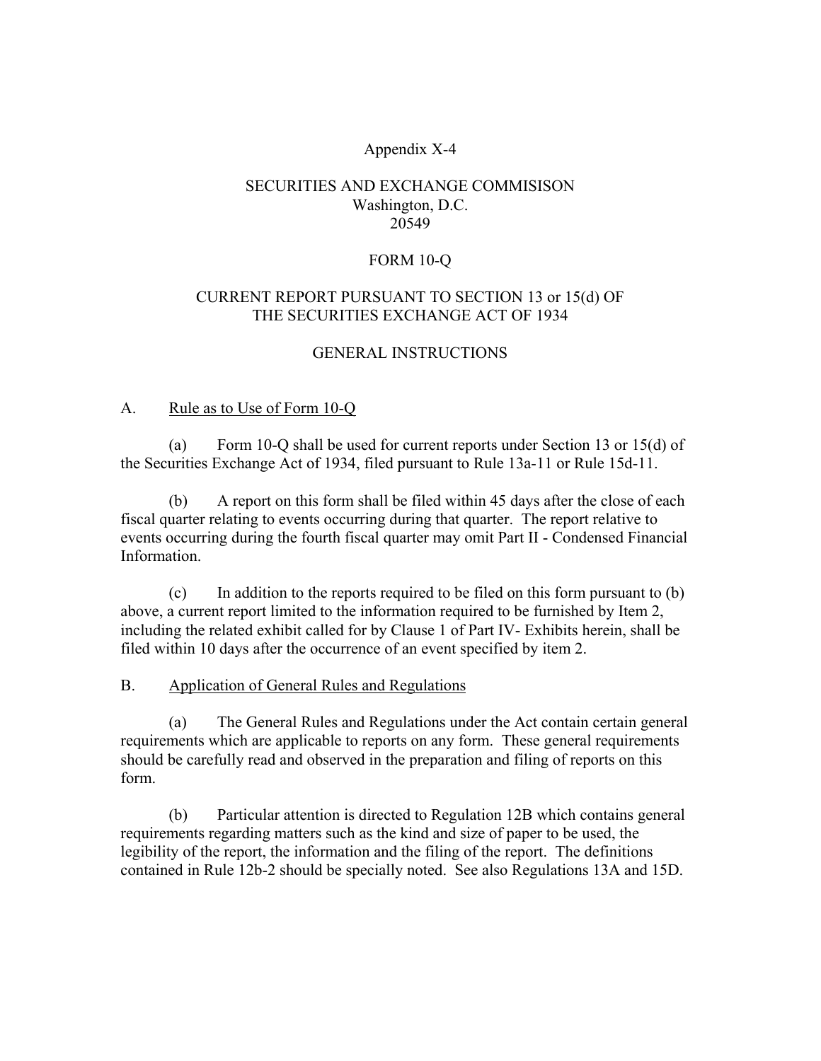Appendix X-4

SECURITIES AND EXCHANGE COMMISISON
Washington, D.C.
20549

# FORM 10-Q

## CURRENT REPORT PURSUANT TO SECTION 13 or 15(d) OF THE SECURITIES EXCHANGE ACT OF 1934

## GENERAL INSTRUCTIONS

### A. Rule as to Use of Form 10-Q

(a) Form 10-Q shall be used for current reports under Section 13 or 15(d) of the Securities Exchange Act of 1934, filed pursuant to Rule 13a-11 or Rule 15d-11.

(b) A report on this form shall be filed within 45 days after the close of each fiscal quarter relating to events occurring during that quarter. The report relative to events occurring during the fourth fiscal quarter may omit Part II - Condensed Financial Information.

(c) In addition to the reports required to be filed on this form pursuant to (b) above, a current report limited to the information required to be furnished by Item 2, including the related exhibit called for by Clause 1 of Part IV- Exhibits herein, shall be filed within 10 days after the occurrence of an event specified by item 2.

### B. Application of General Rules and Regulations

(a) The General Rules and Regulations under the Act contain certain general requirements which are applicable to reports on any form. These general requirements should be carefully read and observed in the preparation and filing of reports on this form.

(b) Particular attention is directed to Regulation 12B which contains general requirements regarding matters such as the kind and size of paper to be used, the legibility of the report, the information and the filing of the report. The definitions contained in Rule 12b-2 should be specially noted. See also Regulations 13A and 15D.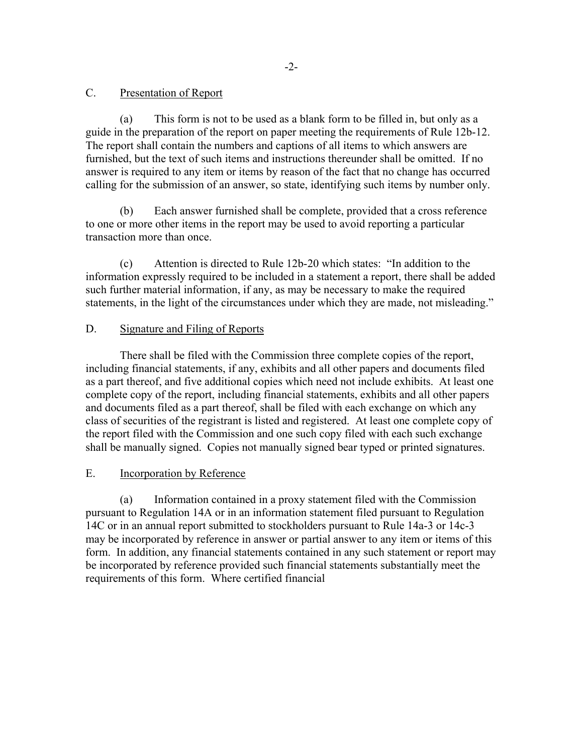## C. Presentation of Report

(a) This form is not to be used as a blank form to be filled in, but only as a guide in the preparation of the report on paper meeting the requirements of Rule 12b-12. The report shall contain the numbers and captions of all items to which answers are furnished, but the text of such items and instructions thereunder shall be omitted. If no answer is required to any item or items by reason of the fact that no change has occurred calling for the submission of an answer, so state, identifying such items by number only.

(b) Each answer furnished shall be complete, provided that a cross reference to one or more other items in the report may be used to avoid reporting a particular transaction more than once.

(c) Attention is directed to Rule 12b-20 which states: "In addition to the information expressly required to be included in a statement a report, there shall be added such further material information, if any, as may be necessary to make the required statements, in the light of the circumstances under which they are made, not misleading."

## D. Signature and Filing of Reports

There shall be filed with the Commission three complete copies of the report, including financial statements, if any, exhibits and all other papers and documents filed as a part thereof, and five additional copies which need not include exhibits. At least one complete copy of the report, including financial statements, exhibits and all other papers and documents filed as a part thereof, shall be filed with each exchange on which any class of securities of the registrant is listed and registered. At least one complete copy of the report filed with the Commission and one such copy filed with each such exchange shall be manually signed. Copies not manually signed bear typed or printed signatures.

## E. Incorporation by Reference

(a) Information contained in a proxy statement filed with the Commission pursuant to Regulation 14A or in an information statement filed pursuant to Regulation 14C or in an annual report submitted to stockholders pursuant to Rule 14a-3 or 14c-3 may be incorporated by reference in answer or partial answer to any item or items of this form. In addition, any financial statements contained in any such statement or report may be incorporated by reference provided such financial statements substantially meet the requirements of this form. Where certified financial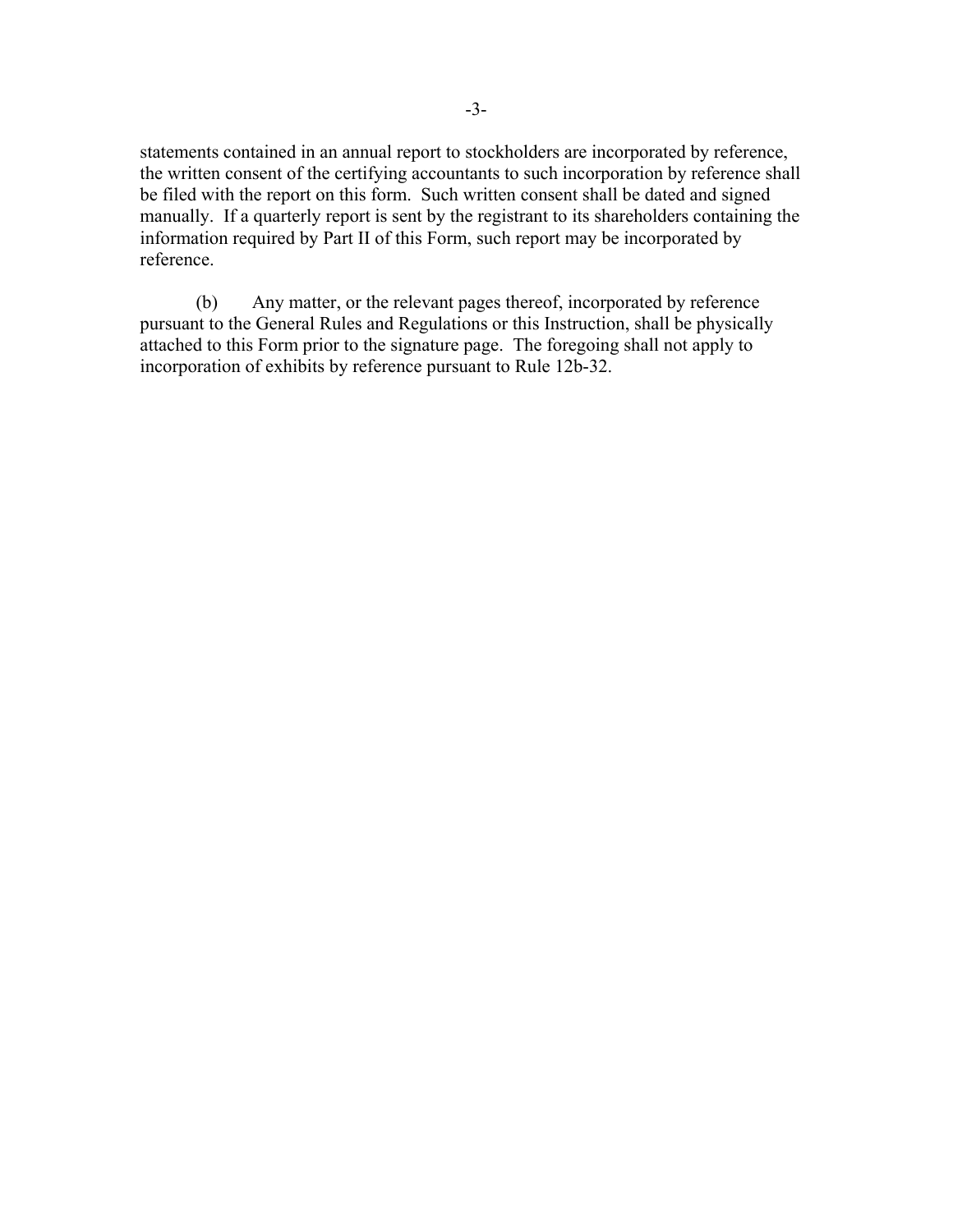statements contained in an annual report to stockholders are incorporated by reference, the written consent of the certifying accountants to such incorporation by reference shall be filed with the report on this form. Such written consent shall be dated and signed manually. If a quarterly report is sent by the registrant to its shareholders containing the information required by Part II of this Form, such report may be incorporated by reference.

(b) Any matter, or the relevant pages thereof, incorporated by reference pursuant to the General Rules and Regulations or this Instruction, shall be physically attached to this Form prior to the signature page. The foregoing shall not apply to incorporation of exhibits by reference pursuant to Rule 12b-32.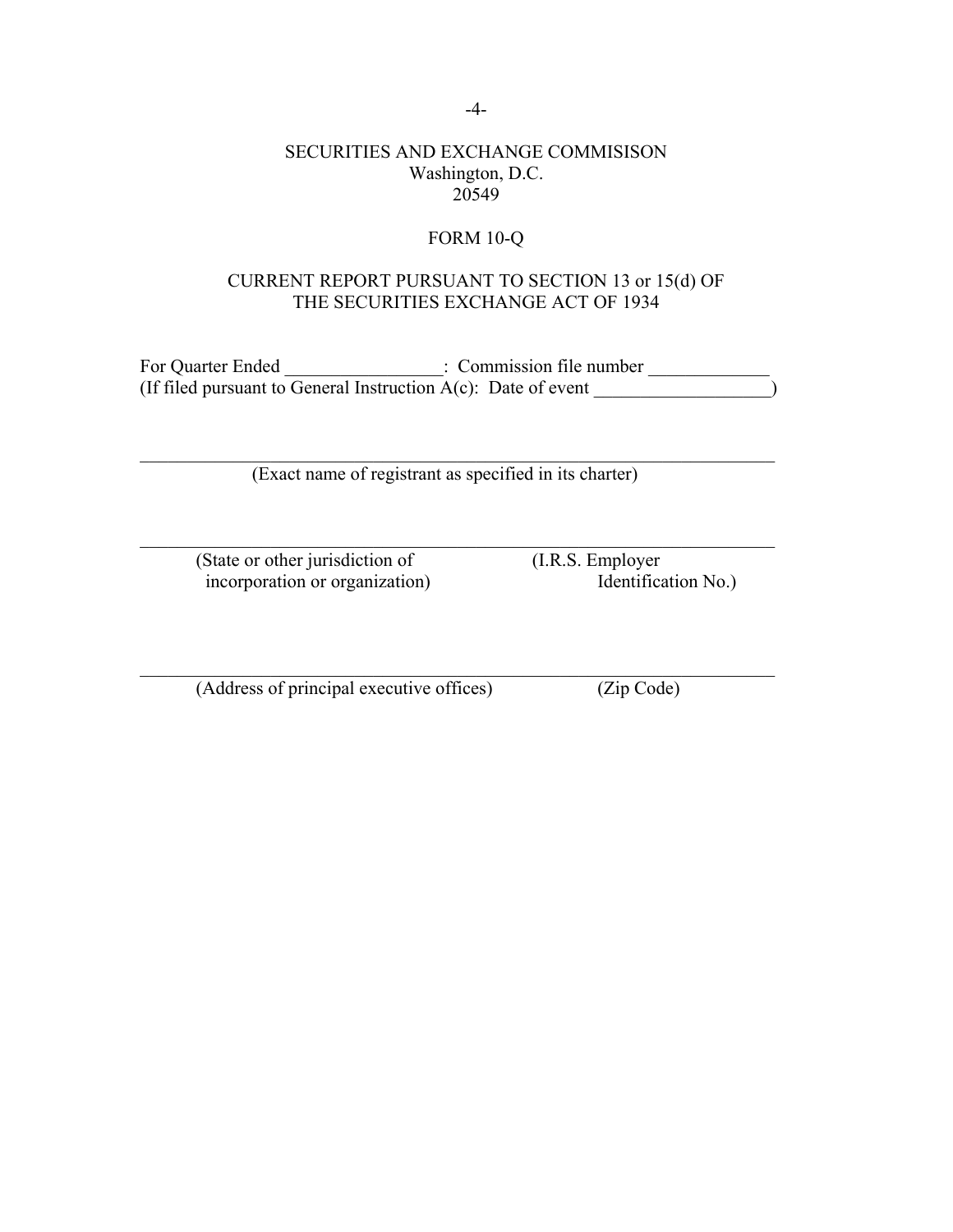SECURITIES AND EXCHANGE COMMISISON
Washington, D.C.
20549

FORM 10-Q

CURRENT REPORT PURSUANT TO SECTION 13 or 15(d) OF
THE SECURITIES EXCHANGE ACT OF 1934

For Quarter Ended _________________: Commission file number _____________
(If filed pursuant to General Instruction A(c): Date of event ___________________)

_____________________________________________________________________
(Exact name of registrant as specified in its charter)

_____________________________________________________________________
(State or other jurisdiction of incorporation or organization) (I.R.S. Employer Identification No.)

_____________________________________________________________________
(Address of principal executive offices) (Zip Code)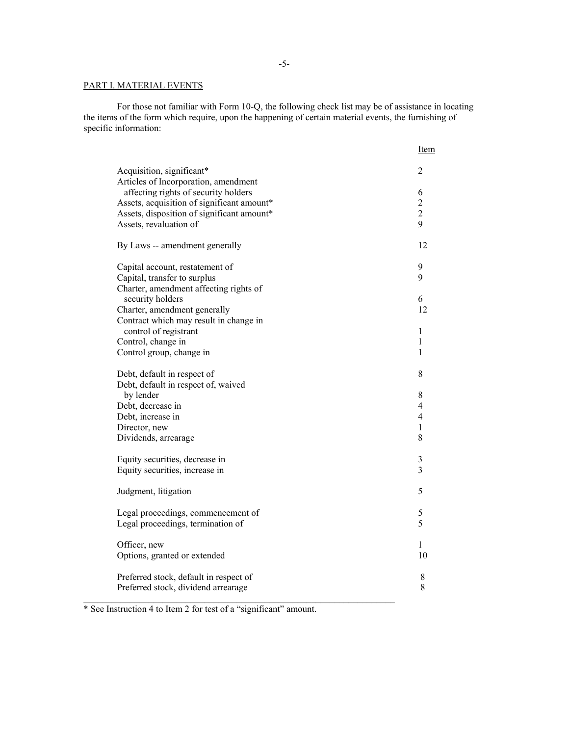PART I. MATERIAL EVENTS

For those not familiar with Form 10-Q, the following check list may be of assistance in locating the items of the form which require, upon the happening of certain material events, the furnishing of specific information:

| | Item |
|---|---|
| Acquisition, significant* | 2 |
| Articles of Incorporation, amendment affecting rights of security holders | 6 |
| Assets, acquisition of significant amount* | 2 |
| Assets, disposition of significant amount* | 2 |
| Assets, revaluation of | 9 |
| By Laws -- amendment generally | 12 |
| Capital account, restatement of | 9 |
| Capital, transfer to surplus | 9 |
| Charter, amendment affecting rights of security holders | 6 |
| Charter, amendment generally | 12 |
| Contract which may result in change in control of registrant | 1 |
| Control, change in | 1 |
| Control group, change in | 1 |
| Debt, default in respect of | 8 |
| Debt, default in respect of, waived by lender | 8 |
| Debt, decrease in | 4 |
| Debt, increase in | 4 |
| Director, new | 1 |
| Dividends, arrearage | 8 |
| Equity securities, decrease in | 3 |
| Equity securities, increase in | 3 |
| Judgment, litigation | 5 |
| Legal proceedings, commencement of | 5 |
| Legal proceedings, termination of | 5 |
| Officer, new | 1 |
| Options, granted or extended | 10 |
| Preferred stock, default in respect of | 8 |
| Preferred stock, dividend arrearage | 8 |

* See Instruction 4 to Item 2 for test of a "significant" amount.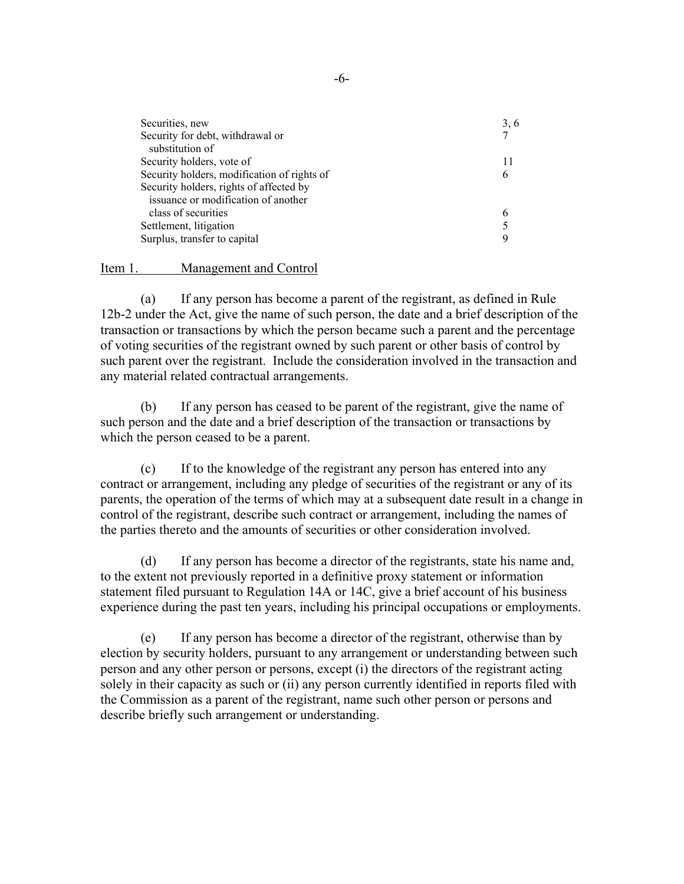| | |
|---|---|
| Securities, new | 3, 6 |
| Security for debt, withdrawal or substitution of | 7 |
| Security holders, vote of | 11 |
| Security holders, modification of rights of | 6 |
| Security holders, rights of affected by issuance or modification of another class of securities | 6 |
| Settlement, litigation | 5 |
| Surplus, transfer to capital | 9 |

Item 1. Management and Control

(a) If any person has become a parent of the registrant, as defined in Rule 12b-2 under the Act, give the name of such person, the date and a brief description of the transaction or transactions by which the person became such a parent and the percentage of voting securities of the registrant owned by such parent or other basis of control by such parent over the registrant. Include the consideration involved in the transaction and any material related contractual arrangements.

(b) If any person has ceased to be parent of the registrant, give the name of such person and the date and a brief description of the transaction or transactions by which the person ceased to be a parent.

(c) If to the knowledge of the registrant any person has entered into any contract or arrangement, including any pledge of securities of the registrant or any of its parents, the operation of the terms of which may at a subsequent date result in a change in control of the registrant, describe such contract or arrangement, including the names of the parties thereto and the amounts of securities or other consideration involved.

(d) If any person has become a director of the registrants, state his name and, to the extent not previously reported in a definitive proxy statement or information statement filed pursuant to Regulation 14A or 14C, give a brief account of his business experience during the past ten years, including his principal occupations or employments.

(e) If any person has become a director of the registrant, otherwise than by election by security holders, pursuant to any arrangement or understanding between such person and any other person or persons, except (i) the directors of the registrant acting solely in their capacity as such or (ii) any person currently identified in reports filed with the Commission as a parent of the registrant, name such other person or persons and describe briefly such arrangement or understanding.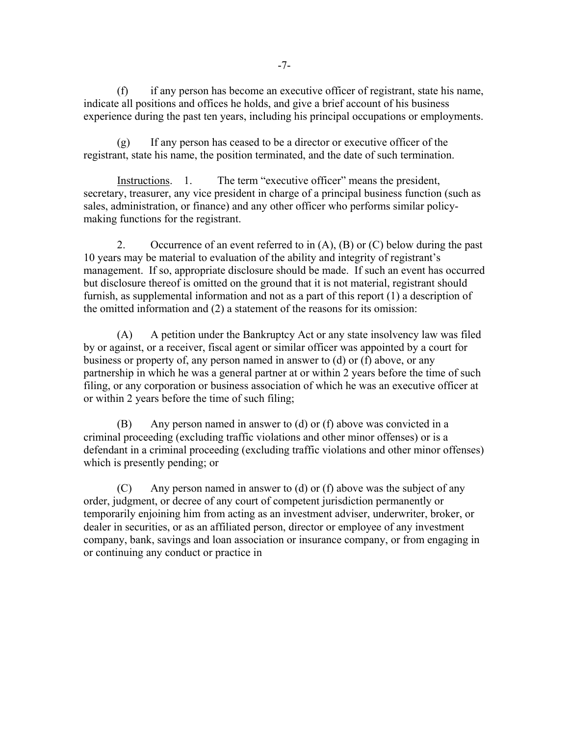(f) if any person has become an executive officer of registrant, state his name, indicate all positions and offices he holds, and give a brief account of his business experience during the past ten years, including his principal occupations or employments.

(g) If any person has ceased to be a director or executive officer of the registrant, state his name, the position terminated, and the date of such termination.

<u>Instructions</u>. 1. The term "executive officer" means the president, secretary, treasurer, any vice president in charge of a principal business function (such as sales, administration, or finance) and any other officer who performs similar policy-making functions for the registrant.

2. Occurrence of an event referred to in (A), (B) or (C) below during the past 10 years may be material to evaluation of the ability and integrity of registrant's management. If so, appropriate disclosure should be made. If such an event has occurred but disclosure thereof is omitted on the ground that it is not material, registrant should furnish, as supplemental information and not as a part of this report (1) a description of the omitted information and (2) a statement of the reasons for its omission:

(A) A petition under the Bankruptcy Act or any state insolvency law was filed by or against, or a receiver, fiscal agent or similar officer was appointed by a court for business or property of, any person named in answer to (d) or (f) above, or any partnership in which he was a general partner at or within 2 years before the time of such filing, or any corporation or business association of which he was an executive officer at or within 2 years before the time of such filing;

(B) Any person named in answer to (d) or (f) above was convicted in a criminal proceeding (excluding traffic violations and other minor offenses) or is a defendant in a criminal proceeding (excluding traffic violations and other minor offenses) which is presently pending; or

(C) Any person named in answer to (d) or (f) above was the subject of any order, judgment, or decree of any court of competent jurisdiction permanently or temporarily enjoining him from acting as an investment adviser, underwriter, broker, or dealer in securities, or as an affiliated person, director or employee of any investment company, bank, savings and loan association or insurance company, or from engaging in or continuing any conduct or practice in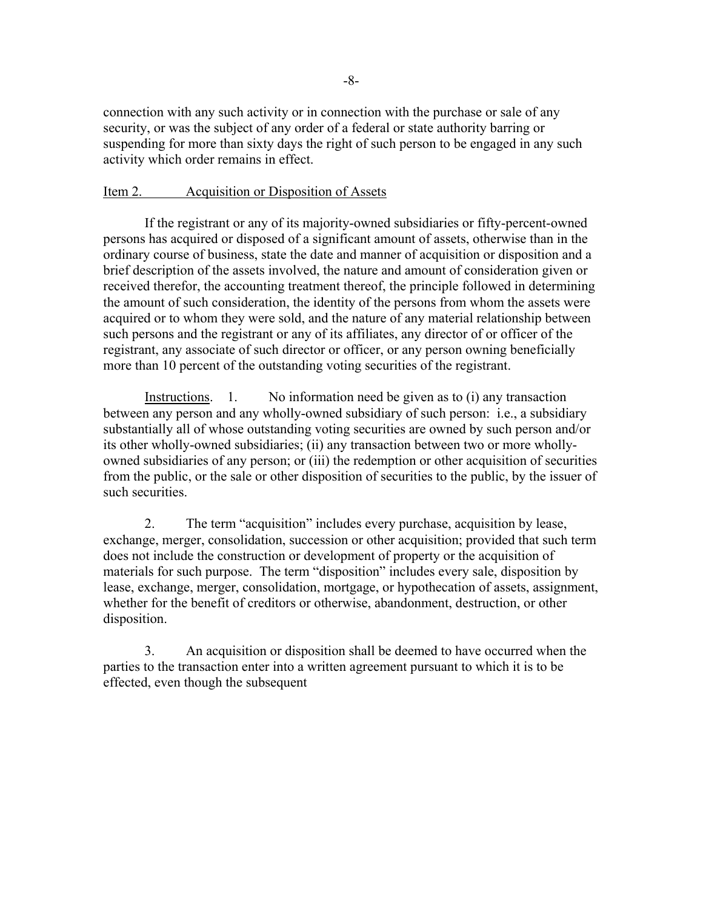connection with any such activity or in connection with the purchase or sale of any security, or was the subject of any order of a federal or state authority barring or suspending for more than sixty days the right of such person to be engaged in any such activity which order remains in effect.

Item 2. Acquisition or Disposition of Assets

If the registrant or any of its majority-owned subsidiaries or fifty-percent-owned persons has acquired or disposed of a significant amount of assets, otherwise than in the ordinary course of business, state the date and manner of acquisition or disposition and a brief description of the assets involved, the nature and amount of consideration given or received therefor, the accounting treatment thereof, the principle followed in determining the amount of such consideration, the identity of the persons from whom the assets were acquired or to whom they were sold, and the nature of any material relationship between such persons and the registrant or any of its affiliates, any director of or officer of the registrant, any associate of such director or officer, or any person owning beneficially more than 10 percent of the outstanding voting securities of the registrant.

Instructions. 1. No information need be given as to (i) any transaction between any person and any wholly-owned subsidiary of such person: i.e., a subsidiary substantially all of whose outstanding voting securities are owned by such person and/or its other wholly-owned subsidiaries; (ii) any transaction between two or more wholly-owned subsidiaries of any person; or (iii) the redemption or other acquisition of securities from the public, or the sale or other disposition of securities to the public, by the issuer of such securities.

2. The term "acquisition" includes every purchase, acquisition by lease, exchange, merger, consolidation, succession or other acquisition; provided that such term does not include the construction or development of property or the acquisition of materials for such purpose. The term "disposition" includes every sale, disposition by lease, exchange, merger, consolidation, mortgage, or hypothecation of assets, assignment, whether for the benefit of creditors or otherwise, abandonment, destruction, or other disposition.

3. An acquisition or disposition shall be deemed to have occurred when the parties to the transaction enter into a written agreement pursuant to which it is to be effected, even though the subsequent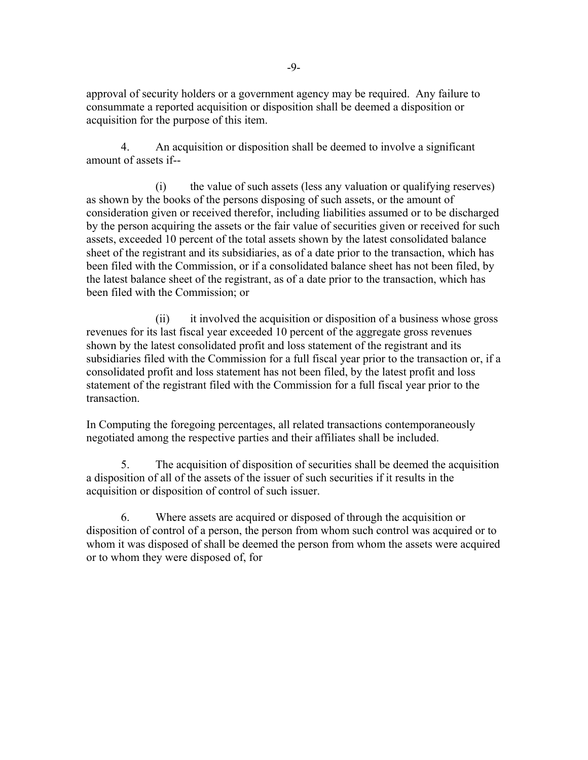approval of security holders or a government agency may be required. Any failure to consummate a reported acquisition or disposition shall be deemed a disposition or acquisition for the purpose of this item.

4. An acquisition or disposition shall be deemed to involve a significant amount of assets if--

(i) the value of such assets (less any valuation or qualifying reserves) as shown by the books of the persons disposing of such assets, or the amount of consideration given or received therefor, including liabilities assumed or to be discharged by the person acquiring the assets or the fair value of securities given or received for such assets, exceeded 10 percent of the total assets shown by the latest consolidated balance sheet of the registrant and its subsidiaries, as of a date prior to the transaction, which has been filed with the Commission, or if a consolidated balance sheet has not been filed, by the latest balance sheet of the registrant, as of a date prior to the transaction, which has been filed with the Commission; or

(ii) it involved the acquisition or disposition of a business whose gross revenues for its last fiscal year exceeded 10 percent of the aggregate gross revenues shown by the latest consolidated profit and loss statement of the registrant and its subsidiaries filed with the Commission for a full fiscal year prior to the transaction or, if a consolidated profit and loss statement has not been filed, by the latest profit and loss statement of the registrant filed with the Commission for a full fiscal year prior to the transaction.

In Computing the foregoing percentages, all related transactions contemporaneously negotiated among the respective parties and their affiliates shall be included.

5. The acquisition of disposition of securities shall be deemed the acquisition a disposition of all of the assets of the issuer of such securities if it results in the acquisition or disposition of control of such issuer.

6. Where assets are acquired or disposed of through the acquisition or disposition of control of a person, the person from whom such control was acquired or to whom it was disposed of shall be deemed the person from whom the assets were acquired or to whom they were disposed of, for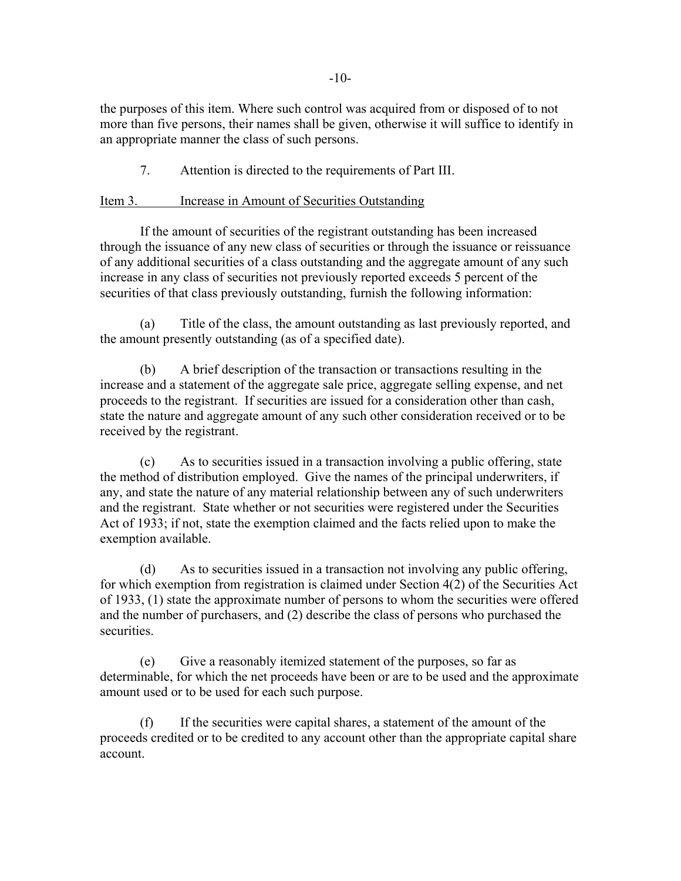the purposes of this item. Where such control was acquired from or disposed of to not more than five persons, their names shall be given, otherwise it will suffice to identify in an appropriate manner the class of such persons.

7. Attention is directed to the requirements of Part III.

## Item 3. Increase in Amount of Securities Outstanding

If the amount of securities of the registrant outstanding has been increased through the issuance of any new class of securities or through the issuance or reissuance of any additional securities of a class outstanding and the aggregate amount of any such increase in any class of securities not previously reported exceeds 5 percent of the securities of that class previously outstanding, furnish the following information:

(a) Title of the class, the amount outstanding as last previously reported, and the amount presently outstanding (as of a specified date).

(b) A brief description of the transaction or transactions resulting in the increase and a statement of the aggregate sale price, aggregate selling expense, and net proceeds to the registrant. If securities are issued for a consideration other than cash, state the nature and aggregate amount of any such other consideration received or to be received by the registrant.

(c) As to securities issued in a transaction involving a public offering, state the method of distribution employed. Give the names of the principal underwriters, if any, and state the nature of any material relationship between any of such underwriters and the registrant. State whether or not securities were registered under the Securities Act of 1933; if not, state the exemption claimed and the facts relied upon to make the exemption available.

(d) As to securities issued in a transaction not involving any public offering, for which exemption from registration is claimed under Section 4(2) of the Securities Act of 1933, (1) state the approximate number of persons to whom the securities were offered and the number of purchasers, and (2) describe the class of persons who purchased the securities.

(e) Give a reasonably itemized statement of the purposes, so far as determinable, for which the net proceeds have been or are to be used and the approximate amount used or to be used for each such purpose.

(f) If the securities were capital shares, a statement of the amount of the proceeds credited or to be credited to any account other than the appropriate capital share account.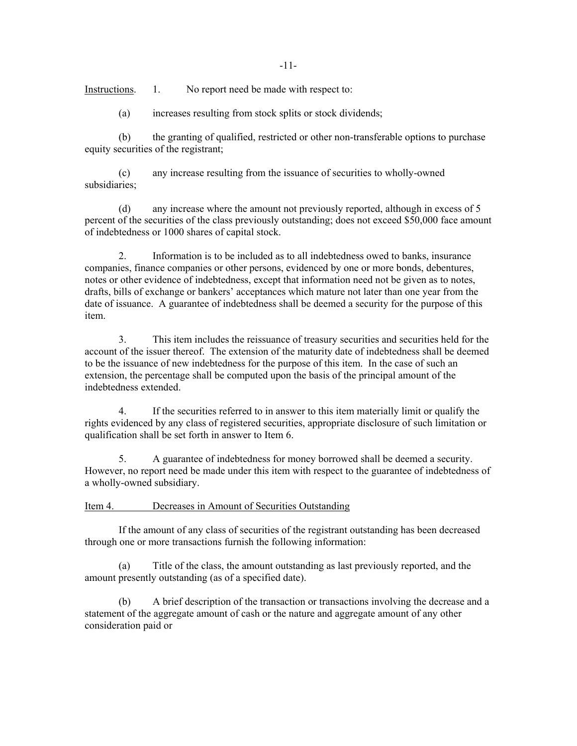Instructions. 1. No report need be made with respect to:

(a) increases resulting from stock splits or stock dividends;

(b) the granting of qualified, restricted or other non-transferable options to purchase equity securities of the registrant;

(c) any increase resulting from the issuance of securities to wholly-owned subsidiaries;

(d) any increase where the amount not previously reported, although in excess of 5 percent of the securities of the class previously outstanding; does not exceed $50,000 face amount of indebtedness or 1000 shares of capital stock.

2. Information is to be included as to all indebtedness owed to banks, insurance companies, finance companies or other persons, evidenced by one or more bonds, debentures, notes or other evidence of indebtedness, except that information need not be given as to notes, drafts, bills of exchange or bankers' acceptances which mature not later than one year from the date of issuance. A guarantee of indebtedness shall be deemed a security for the purpose of this item.

3. This item includes the reissuance of treasury securities and securities held for the account of the issuer thereof. The extension of the maturity date of indebtedness shall be deemed to be the issuance of new indebtedness for the purpose of this item. In the case of such an extension, the percentage shall be computed upon the basis of the principal amount of the indebtedness extended.

4. If the securities referred to in answer to this item materially limit or qualify the rights evidenced by any class of registered securities, appropriate disclosure of such limitation or qualification shall be set forth in answer to Item 6.

5. A guarantee of indebtedness for money borrowed shall be deemed a security. However, no report need be made under this item with respect to the guarantee of indebtedness of a wholly-owned subsidiary.

## Item 4. Decreases in Amount of Securities Outstanding

If the amount of any class of securities of the registrant outstanding has been decreased through one or more transactions furnish the following information:

(a) Title of the class, the amount outstanding as last previously reported, and the amount presently outstanding (as of a specified date).

(b) A brief description of the transaction or transactions involving the decrease and a statement of the aggregate amount of cash or the nature and aggregate amount of any other consideration paid or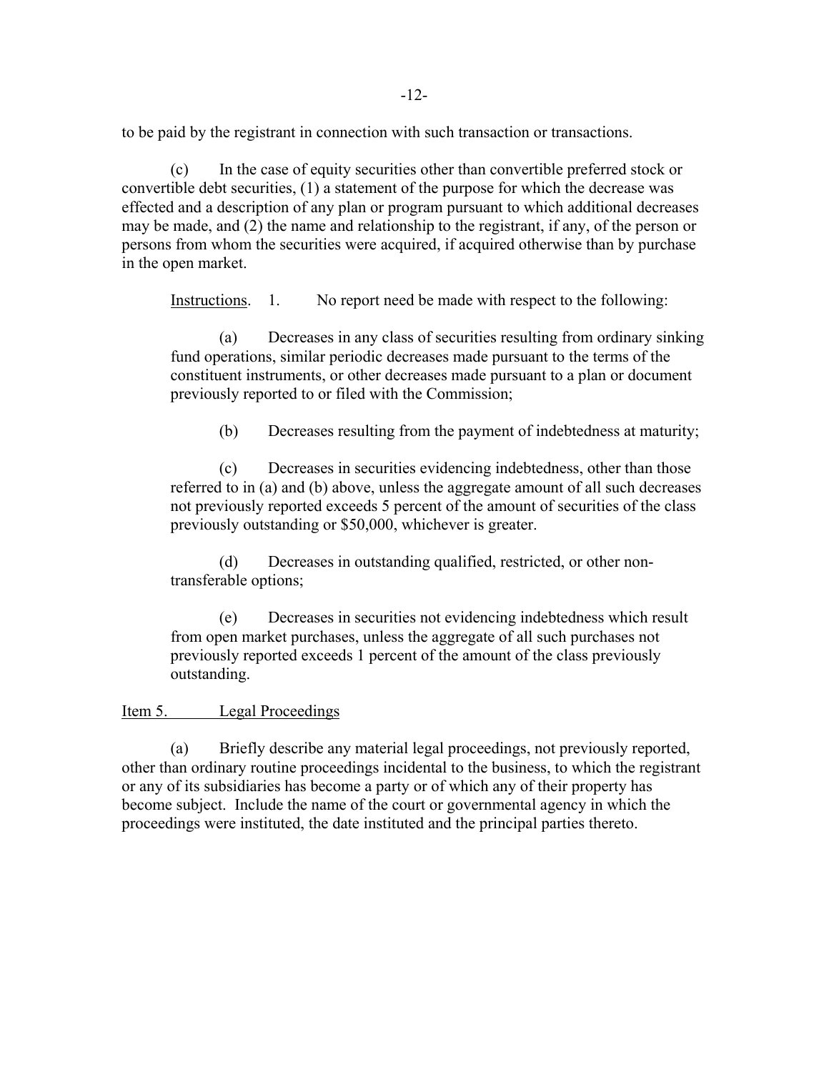to be paid by the registrant in connection with such transaction or transactions.

(c) In the case of equity securities other than convertible preferred stock or convertible debt securities, (1) a statement of the purpose for which the decrease was effected and a description of any plan or program pursuant to which additional decreases may be made, and (2) the name and relationship to the registrant, if any, of the person or persons from whom the securities were acquired, if acquired otherwise than by purchase in the open market.

Instructions. 1. No report need be made with respect to the following:

(a) Decreases in any class of securities resulting from ordinary sinking fund operations, similar periodic decreases made pursuant to the terms of the constituent instruments, or other decreases made pursuant to a plan or document previously reported to or filed with the Commission;

(b) Decreases resulting from the payment of indebtedness at maturity;

(c) Decreases in securities evidencing indebtedness, other than those referred to in (a) and (b) above, unless the aggregate amount of all such decreases not previously reported exceeds 5 percent of the amount of securities of the class previously outstanding or $50,000, whichever is greater.

(d) Decreases in outstanding qualified, restricted, or other non-transferable options;

(e) Decreases in securities not evidencing indebtedness which result from open market purchases, unless the aggregate of all such purchases not previously reported exceeds 1 percent of the amount of the class previously outstanding.

Item 5. Legal Proceedings

(a) Briefly describe any material legal proceedings, not previously reported, other than ordinary routine proceedings incidental to the business, to which the registrant or any of its subsidiaries has become a party or of which any of their property has become subject. Include the name of the court or governmental agency in which the proceedings were instituted, the date instituted and the principal parties thereto.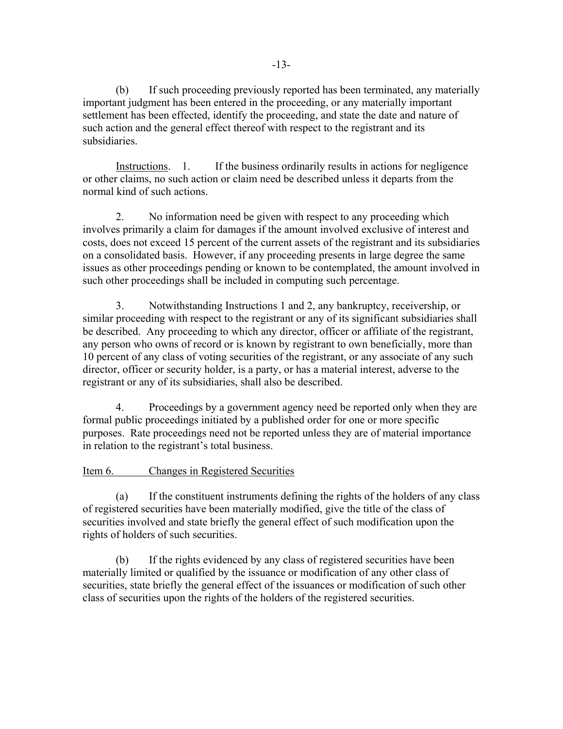(b) If such proceeding previously reported has been terminated, any materially important judgment has been entered in the proceeding, or any materially important settlement has been effected, identify the proceeding, and state the date and nature of such action and the general effect thereof with respect to the registrant and its subsidiaries.

Instructions. 1. If the business ordinarily results in actions for negligence or other claims, no such action or claim need be described unless it departs from the normal kind of such actions.

2. No information need be given with respect to any proceeding which involves primarily a claim for damages if the amount involved exclusive of interest and costs, does not exceed 15 percent of the current assets of the registrant and its subsidiaries on a consolidated basis. However, if any proceeding presents in large degree the same issues as other proceedings pending or known to be contemplated, the amount involved in such other proceedings shall be included in computing such percentage.

3. Notwithstanding Instructions 1 and 2, any bankruptcy, receivership, or similar proceeding with respect to the registrant or any of its significant subsidiaries shall be described. Any proceeding to which any director, officer or affiliate of the registrant, any person who owns of record or is known by registrant to own beneficially, more than 10 percent of any class of voting securities of the registrant, or any associate of any such director, officer or security holder, is a party, or has a material interest, adverse to the registrant or any of its subsidiaries, shall also be described.

4. Proceedings by a government agency need be reported only when they are formal public proceedings initiated by a published order for one or more specific purposes. Rate proceedings need not be reported unless they are of material importance in relation to the registrant's total business.

Item 6. Changes in Registered Securities

(a) If the constituent instruments defining the rights of the holders of any class of registered securities have been materially modified, give the title of the class of securities involved and state briefly the general effect of such modification upon the rights of holders of such securities.

(b) If the rights evidenced by any class of registered securities have been materially limited or qualified by the issuance or modification of any other class of securities, state briefly the general effect of the issuances or modification of such other class of securities upon the rights of the holders of the registered securities.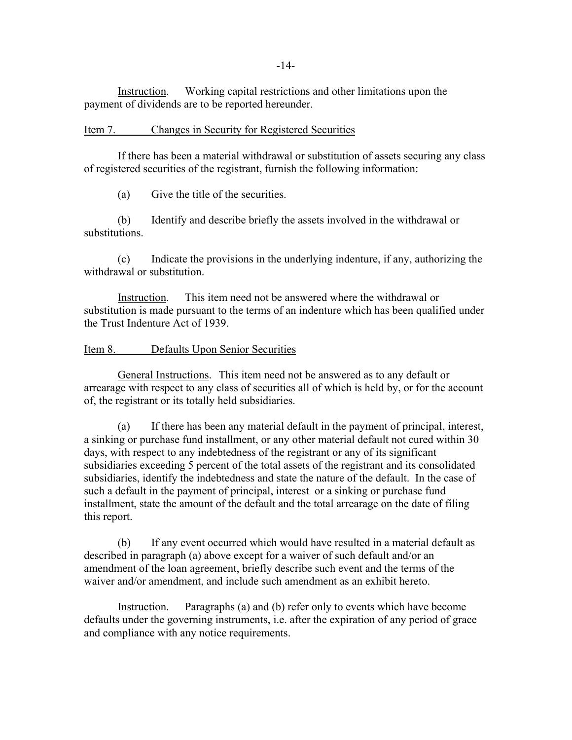Instruction. Working capital restrictions and other limitations upon the payment of dividends are to be reported hereunder.

## Item 7. Changes in Security for Registered Securities

If there has been a material withdrawal or substitution of assets securing any class of registered securities of the registrant, furnish the following information:

(a) Give the title of the securities.

(b) Identify and describe briefly the assets involved in the withdrawal or substitutions.

(c) Indicate the provisions in the underlying indenture, if any, authorizing the withdrawal or substitution.

Instruction. This item need not be answered where the withdrawal or substitution is made pursuant to the terms of an indenture which has been qualified under the Trust Indenture Act of 1939.

## Item 8. Defaults Upon Senior Securities

General Instructions. This item need not be answered as to any default or arrearage with respect to any class of securities all of which is held by, or for the account of, the registrant or its totally held subsidiaries.

(a) If there has been any material default in the payment of principal, interest, a sinking or purchase fund installment, or any other material default not cured within 30 days, with respect to any indebtedness of the registrant or any of its significant subsidiaries exceeding 5 percent of the total assets of the registrant and its consolidated subsidiaries, identify the indebtedness and state the nature of the default. In the case of such a default in the payment of principal, interest or a sinking or purchase fund installment, state the amount of the default and the total arrearage on the date of filing this report.

(b) If any event occurred which would have resulted in a material default as described in paragraph (a) above except for a waiver of such default and/or an amendment of the loan agreement, briefly describe such event and the terms of the waiver and/or amendment, and include such amendment as an exhibit hereto.

Instruction. Paragraphs (a) and (b) refer only to events which have become defaults under the governing instruments, i.e. after the expiration of any period of grace and compliance with any notice requirements.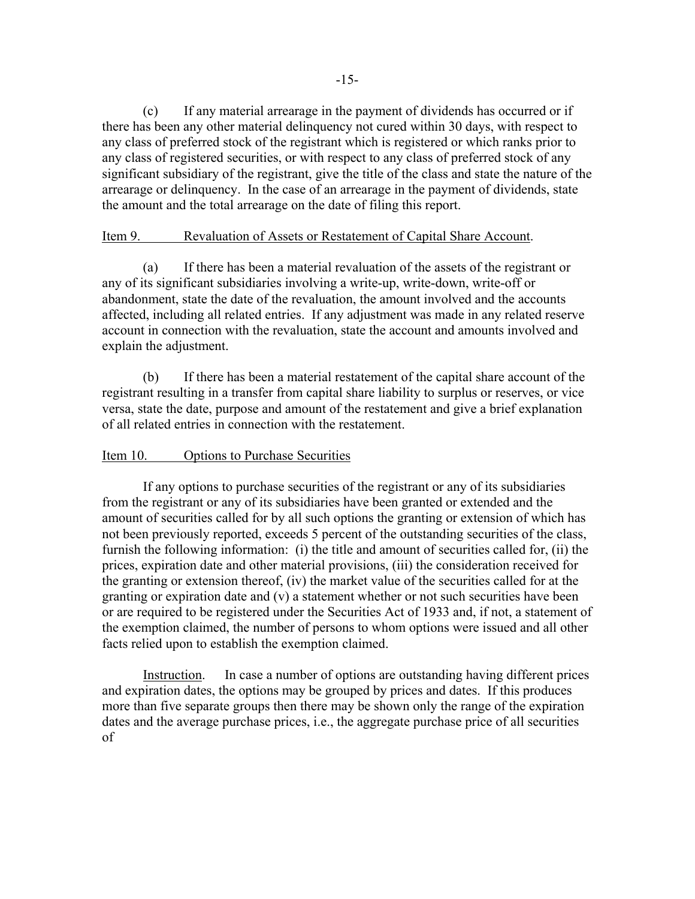(c) If any material arrearage in the payment of dividends has occurred or if there has been any other material delinquency not cured within 30 days, with respect to any class of preferred stock of the registrant which is registered or which ranks prior to any class of registered securities, or with respect to any class of preferred stock of any significant subsidiary of the registrant, give the title of the class and state the nature of the arrearage or delinquency. In the case of an arrearage in the payment of dividends, state the amount and the total arrearage on the date of filing this report.

Item 9. Revaluation of Assets or Restatement of Capital Share Account.

(a) If there has been a material revaluation of the assets of the registrant or any of its significant subsidiaries involving a write-up, write-down, write-off or abandonment, state the date of the revaluation, the amount involved and the accounts affected, including all related entries. If any adjustment was made in any related reserve account in connection with the revaluation, state the account and amounts involved and explain the adjustment.

(b) If there has been a material restatement of the capital share account of the registrant resulting in a transfer from capital share liability to surplus or reserves, or vice versa, state the date, purpose and amount of the restatement and give a brief explanation of all related entries in connection with the restatement.

Item 10. Options to Purchase Securities

If any options to purchase securities of the registrant or any of its subsidiaries from the registrant or any of its subsidiaries have been granted or extended and the amount of securities called for by all such options the granting or extension of which has not been previously reported, exceeds 5 percent of the outstanding securities of the class, furnish the following information: (i) the title and amount of securities called for, (ii) the prices, expiration date and other material provisions, (iii) the consideration received for the granting or extension thereof, (iv) the market value of the securities called for at the granting or expiration date and (v) a statement whether or not such securities have been or are required to be registered under the Securities Act of 1933 and, if not, a statement of the exemption claimed, the number of persons to whom options were issued and all other facts relied upon to establish the exemption claimed.

Instruction. In case a number of options are outstanding having different prices and expiration dates, the options may be grouped by prices and dates. If this produces more than five separate groups then there may be shown only the range of the expiration dates and the average purchase prices, i.e., the aggregate purchase price of all securities of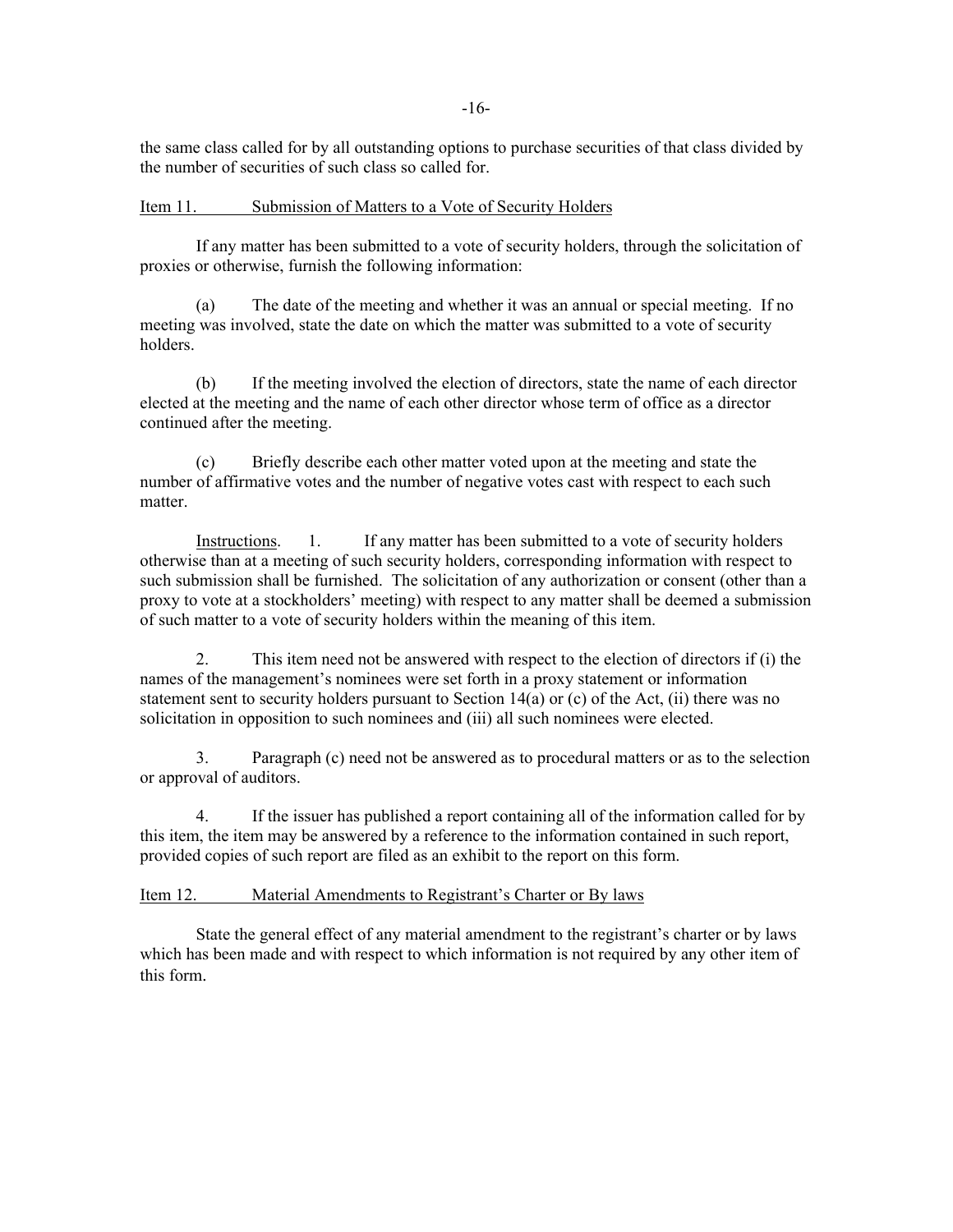the same class called for by all outstanding options to purchase securities of that class divided by the number of securities of such class so called for.

## Item 11. Submission of Matters to a Vote of Security Holders

If any matter has been submitted to a vote of security holders, through the solicitation of proxies or otherwise, furnish the following information:

(a) The date of the meeting and whether it was an annual or special meeting. If no meeting was involved, state the date on which the matter was submitted to a vote of security holders.

(b) If the meeting involved the election of directors, state the name of each director elected at the meeting and the name of each other director whose term of office as a director continued after the meeting.

(c) Briefly describe each other matter voted upon at the meeting and state the number of affirmative votes and the number of negative votes cast with respect to each such matter.

Instructions. 1. If any matter has been submitted to a vote of security holders otherwise than at a meeting of such security holders, corresponding information with respect to such submission shall be furnished. The solicitation of any authorization or consent (other than a proxy to vote at a stockholders' meeting) with respect to any matter shall be deemed a submission of such matter to a vote of security holders within the meaning of this item.

2. This item need not be answered with respect to the election of directors if (i) the names of the management's nominees were set forth in a proxy statement or information statement sent to security holders pursuant to Section 14(a) or (c) of the Act, (ii) there was no solicitation in opposition to such nominees and (iii) all such nominees were elected.

3. Paragraph (c) need not be answered as to procedural matters or as to the selection or approval of auditors.

4. If the issuer has published a report containing all of the information called for by this item, the item may be answered by a reference to the information contained in such report, provided copies of such report are filed as an exhibit to the report on this form.

## Item 12. Material Amendments to Registrant's Charter or By laws

State the general effect of any material amendment to the registrant's charter or by laws which has been made and with respect to which information is not required by any other item of this form.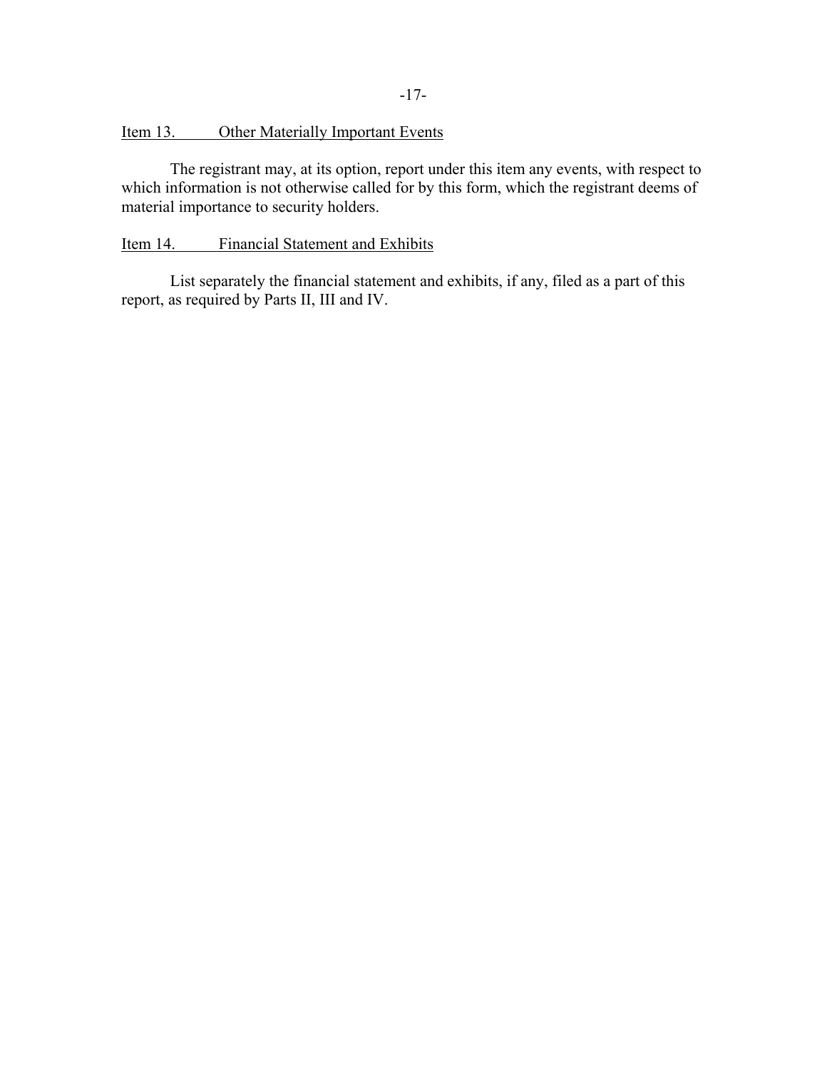Item 13. Other Materially Important Events

The registrant may, at its option, report under this item any events, with respect to which information is not otherwise called for by this form, which the registrant deems of material importance to security holders.

Item 14. Financial Statement and Exhibits

List separately the financial statement and exhibits, if any, filed as a part of this report, as required by Parts II, III and IV.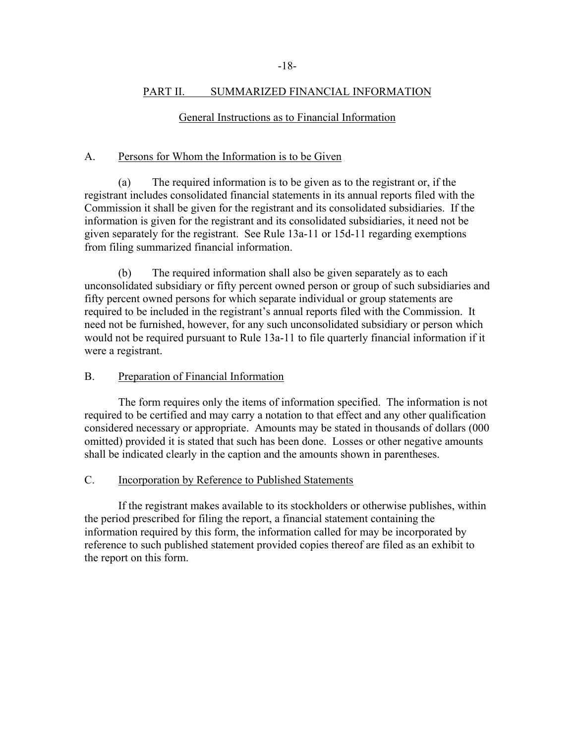## PART II. SUMMARIZED FINANCIAL INFORMATION

### General Instructions as to Financial Information

### A. Persons for Whom the Information is to be Given

(a) The required information is to be given as to the registrant or, if the registrant includes consolidated financial statements in its annual reports filed with the Commission it shall be given for the registrant and its consolidated subsidiaries. If the information is given for the registrant and its consolidated subsidiaries, it need not be given separately for the registrant. See Rule 13a-11 or 15d-11 regarding exemptions from filing summarized financial information.

(b) The required information shall also be given separately as to each unconsolidated subsidiary or fifty percent owned person or group of such subsidiaries and fifty percent owned persons for which separate individual or group statements are required to be included in the registrant's annual reports filed with the Commission. It need not be furnished, however, for any such unconsolidated subsidiary or person which would not be required pursuant to Rule 13a-11 to file quarterly financial information if it were a registrant.

### B. Preparation of Financial Information

The form requires only the items of information specified. The information is not required to be certified and may carry a notation to that effect and any other qualification considered necessary or appropriate. Amounts may be stated in thousands of dollars (000 omitted) provided it is stated that such has been done. Losses or other negative amounts shall be indicated clearly in the caption and the amounts shown in parentheses.

### C. Incorporation by Reference to Published Statements

If the registrant makes available to its stockholders or otherwise publishes, within the period prescribed for filing the report, a financial statement containing the information required by this form, the information called for may be incorporated by reference to such published statement provided copies thereof are filed as an exhibit to the report on this form.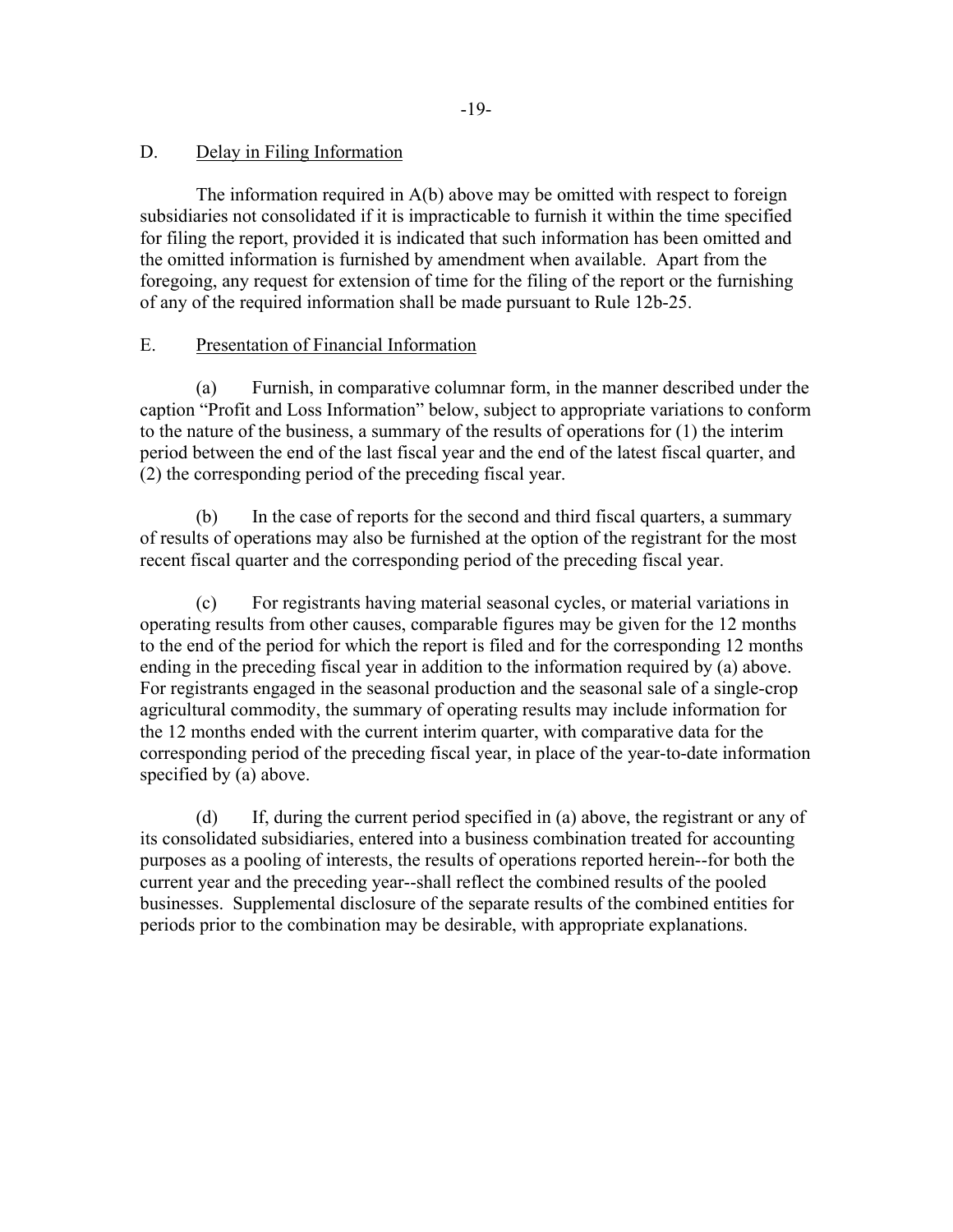## D. <u>Delay in Filing Information</u>

The information required in A(b) above may be omitted with respect to foreign subsidiaries not consolidated if it is impracticable to furnish it within the time specified for filing the report, provided it is indicated that such information has been omitted and the omitted information is furnished by amendment when available. Apart from the foregoing, any request for extension of time for the filing of the report or the furnishing of any of the required information shall be made pursuant to Rule 12b-25.

## E. <u>Presentation of Financial Information</u>

(a) Furnish, in comparative columnar form, in the manner described under the caption "Profit and Loss Information" below, subject to appropriate variations to conform to the nature of the business, a summary of the results of operations for (1) the interim period between the end of the last fiscal year and the end of the latest fiscal quarter, and (2) the corresponding period of the preceding fiscal year.

(b) In the case of reports for the second and third fiscal quarters, a summary of results of operations may also be furnished at the option of the registrant for the most recent fiscal quarter and the corresponding period of the preceding fiscal year.

(c) For registrants having material seasonal cycles, or material variations in operating results from other causes, comparable figures may be given for the 12 months to the end of the period for which the report is filed and for the corresponding 12 months ending in the preceding fiscal year in addition to the information required by (a) above. For registrants engaged in the seasonal production and the seasonal sale of a single-crop agricultural commodity, the summary of operating results may include information for the 12 months ended with the current interim quarter, with comparative data for the corresponding period of the preceding fiscal year, in place of the year-to-date information specified by (a) above.

(d) If, during the current period specified in (a) above, the registrant or any of its consolidated subsidiaries, entered into a business combination treated for accounting purposes as a pooling of interests, the results of operations reported herein--for both the current year and the preceding year--shall reflect the combined results of the pooled businesses. Supplemental disclosure of the separate results of the combined entities for periods prior to the combination may be desirable, with appropriate explanations.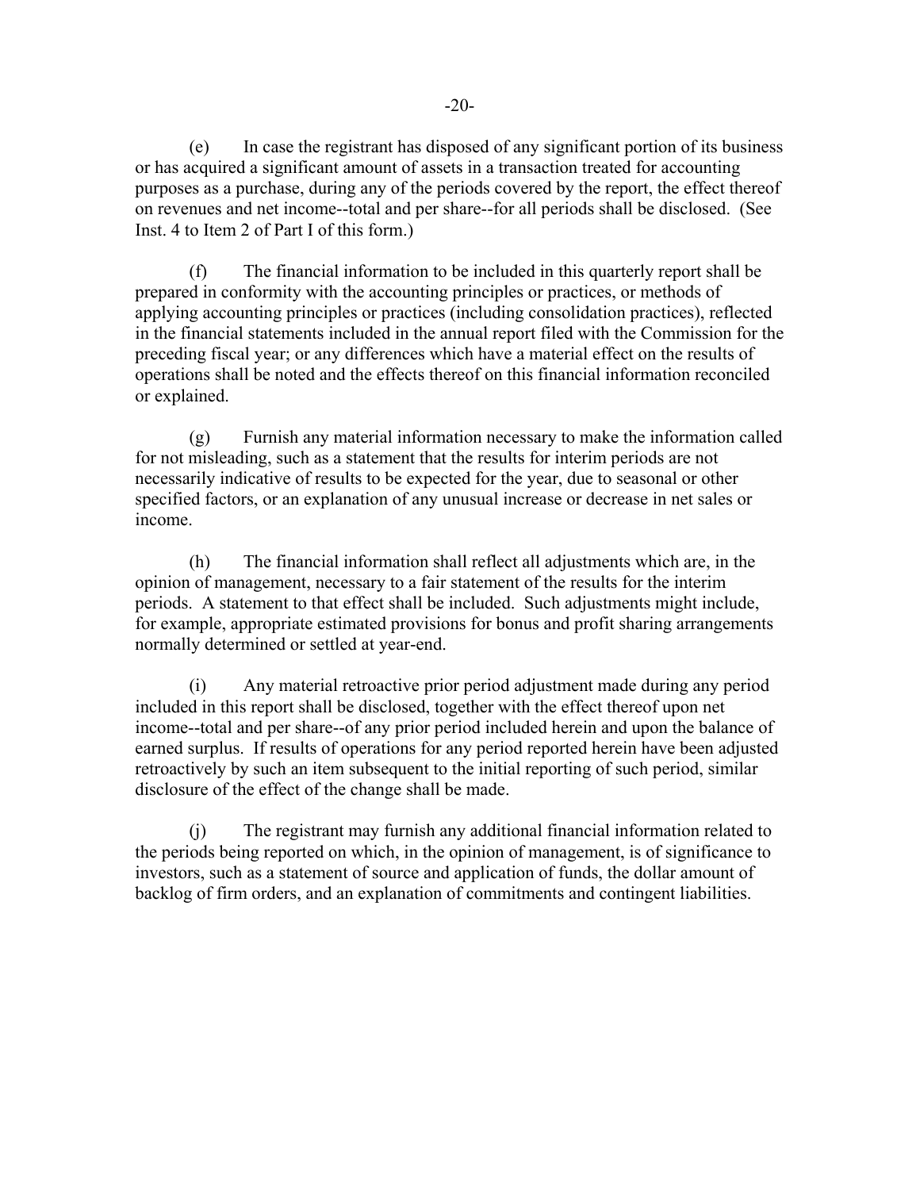(e) In case the registrant has disposed of any significant portion of its business or has acquired a significant amount of assets in a transaction treated for accounting purposes as a purchase, during any of the periods covered by the report, the effect thereof on revenues and net income--total and per share--for all periods shall be disclosed. (See Inst. 4 to Item 2 of Part I of this form.)

(f) The financial information to be included in this quarterly report shall be prepared in conformity with the accounting principles or practices, or methods of applying accounting principles or practices (including consolidation practices), reflected in the financial statements included in the annual report filed with the Commission for the preceding fiscal year; or any differences which have a material effect on the results of operations shall be noted and the effects thereof on this financial information reconciled or explained.

(g) Furnish any material information necessary to make the information called for not misleading, such as a statement that the results for interim periods are not necessarily indicative of results to be expected for the year, due to seasonal or other specified factors, or an explanation of any unusual increase or decrease in net sales or income.

(h) The financial information shall reflect all adjustments which are, in the opinion of management, necessary to a fair statement of the results for the interim periods. A statement to that effect shall be included. Such adjustments might include, for example, appropriate estimated provisions for bonus and profit sharing arrangements normally determined or settled at year-end.

(i) Any material retroactive prior period adjustment made during any period included in this report shall be disclosed, together with the effect thereof upon net income--total and per share--of any prior period included herein and upon the balance of earned surplus. If results of operations for any period reported herein have been adjusted retroactively by such an item subsequent to the initial reporting of such period, similar disclosure of the effect of the change shall be made.

(j) The registrant may furnish any additional financial information related to the periods being reported on which, in the opinion of management, is of significance to investors, such as a statement of source and application of funds, the dollar amount of backlog of firm orders, and an explanation of commitments and contingent liabilities.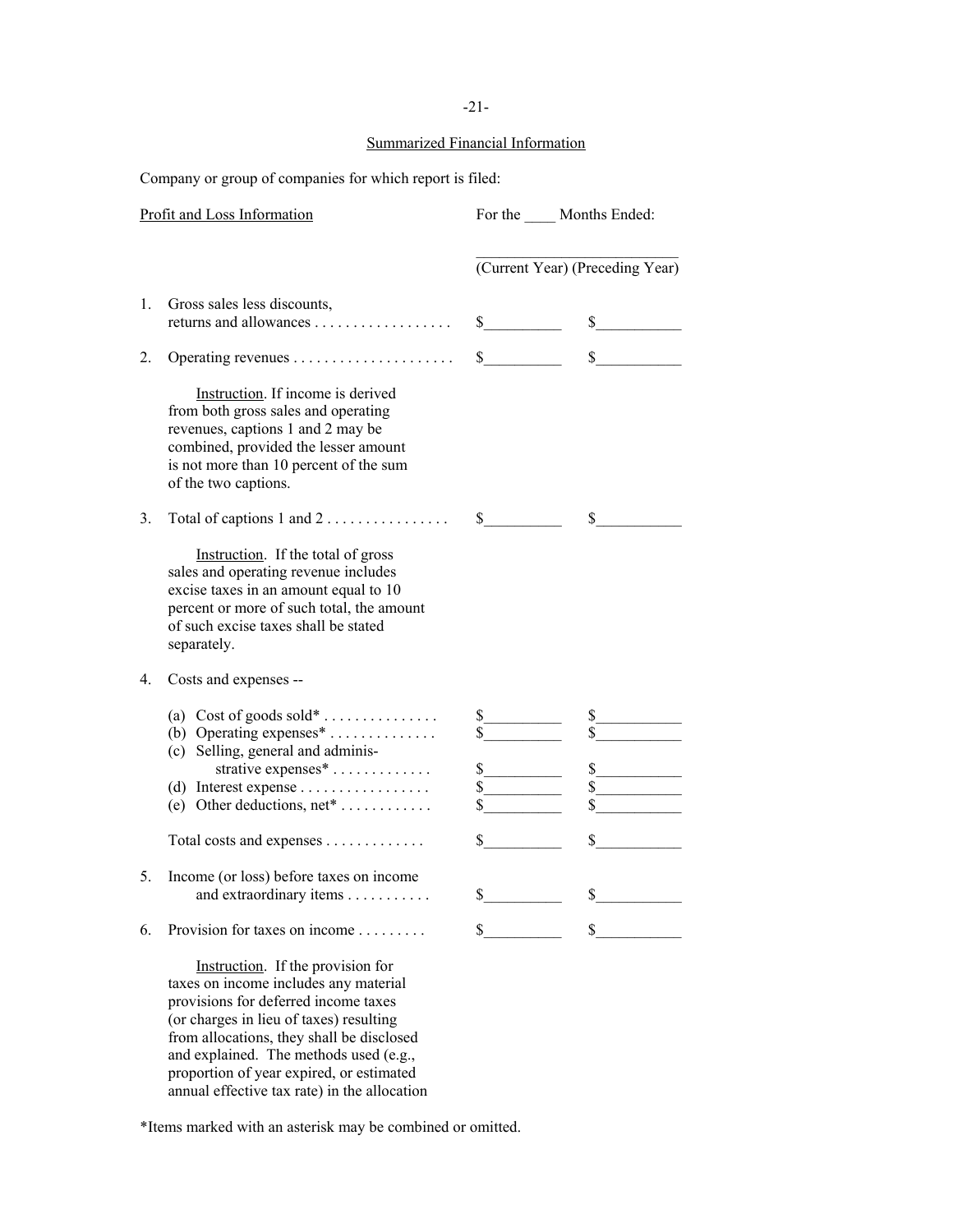## Summarized Financial Information

Company or group of companies for which report is filed:

| Profit and Loss Information | For the ____ Months Ended: | |
|---|---|---|
| | (Current Year) | (Preceding Year) |
| 1. Gross sales less discounts, returns and allowances . . . . . . . . . . . . . . . . . . | $__________ | $__________ |
| 2. Operating revenues . . . . . . . . . . . . . . . . . . . . . | $__________ | $__________ |

Instruction. If income is derived from both gross sales and operating revenues, captions 1 and 2 may be combined, provided the lesser amount is not more than 10 percent of the sum of the two captions.

| | | |
|---|---|---|
| 3. Total of captions 1 and 2 . . . . . . . . . . . . . . . . | $__________ | $__________ |

Instruction. If the total of gross sales and operating revenue includes excise taxes in an amount equal to 10 percent or more of such total, the amount of such excise taxes shall be stated separately.

| 4. Costs and expenses -- | | |
|---|---|---|
| (a) Cost of goods sold* . . . . . . . . . . . . . . . | $__________ | $__________ |
| (b) Operating expenses* . . . . . . . . . . . . . . | $__________ | $__________ |
| (c) Selling, general and administrative expenses* . . . . . . . . . . . . . | $__________ | $__________ |
| (d) Interest expense . . . . . . . . . . . . . . . . . | $__________ | $__________ |
| (e) Other deductions, net* . . . . . . . . . . . . | $__________ | $__________ |
| Total costs and expenses . . . . . . . . . . . . . | $__________ | $__________ |
| 5. Income (or loss) before taxes on income and extraordinary items . . . . . . . . . . . | $__________ | $__________ |
| 6. Provision for taxes on income . . . . . . . . . | $__________ | $__________ |

Instruction. If the provision for taxes on income includes any material provisions for deferred income taxes (or charges in lieu of taxes) resulting from allocations, they shall be disclosed and explained. The methods used (e.g., proportion of year expired, or estimated annual effective tax rate) in the allocation

*Items marked with an asterisk may be combined or omitted.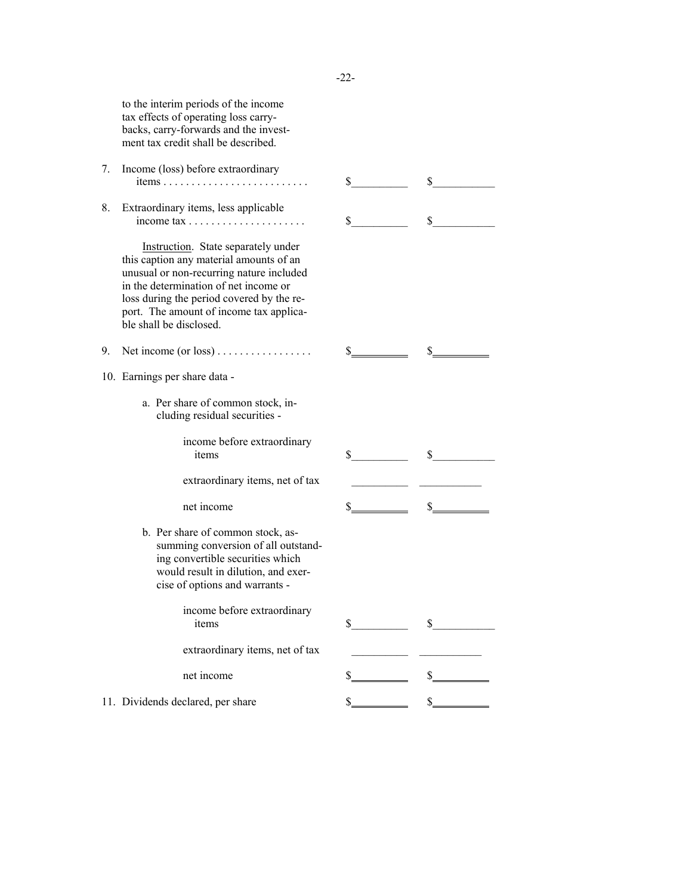to the interim periods of the income tax effects of operating loss carry-backs, carry-forwards and the investment tax credit shall be described.

| | | |
|---|---|---|
| 7. Income (loss) before extraordinary items . . . . . . . . . . . . . . . . . . . . . . . . . . | $__________ | $___________ |
| 8. Extraordinary items, less applicable income tax . . . . . . . . . . . . . . . . . . . . . | $__________ | $___________ |

Instruction. State separately under this caption any material amounts of an unusual or non-recurring nature included in the determination of net income or loss during the period covered by the report. The amount of income tax applicable shall be disclosed.

| | | |
|---|---|---|
| 9. Net income (or loss) . . . . . . . . . . . . . . . . . | $__________ | $__________ |
| 10. Earnings per share data - | | |
| a. Per share of common stock, including residual securities - | | |
| income before extraordinary items | $__________ | $___________ |
| extraordinary items, net of tax | __________ | ___________ |
| net income | $__________ | $__________ |
| b. Per share of common stock, assumming conversion of all outstanding convertible securities which would result in dilution, and exercise of options and warrants - | | |
| income before extraordinary items | $__________ | $___________ |
| extraordinary items, net of tax | __________ | ___________ |
| net income | $__________ | $__________ |
| 11. Dividends declared, per share | $__________ | $__________ |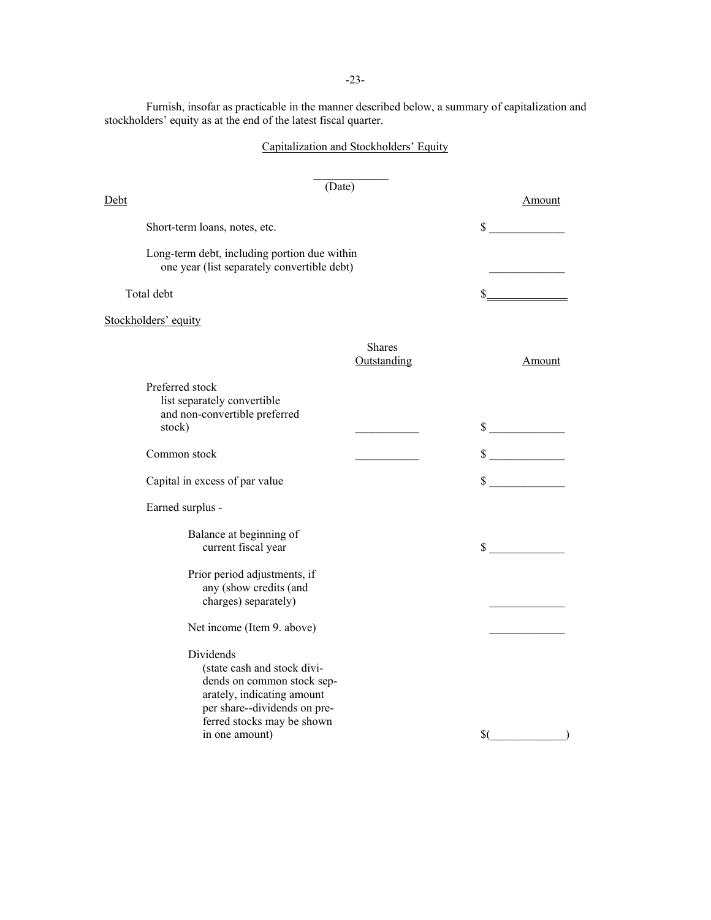Furnish, insofar as practicable in the manner described below, a summary of capitalization and stockholders' equity as at the end of the latest fiscal quarter.

Capitalization and Stockholders' Equity

_____________
(Date)

| Debt | | Amount |
|---|---|---|
| Short-term loans, notes, etc. | | $ _____________ |
| Long-term debt, including portion due within one year (list separately convertible debt) | | _____________ |
| Total debt | | $ _____________ |

Stockholders' equity

| | Shares Outstanding | Amount |
|---|---|---|
| Preferred stock list separately convertible and non-convertible preferred stock) | ___________ | $ _____________ |
| Common stock | ___________ | $ _____________ |
| Capital in excess of par value | | $ _____________ |
| Earned surplus - | | |
| Balance at beginning of current fiscal year | | $ _____________ |
| Prior period adjustments, if any (show credits (and charges) separately) | | _____________ |
| Net income (Item 9. above) | | _____________ |
| Dividends (state cash and stock dividends on common stock separately, indicating amount per share--dividends on preferred stocks may be shown in one amount) | | $(_____________) |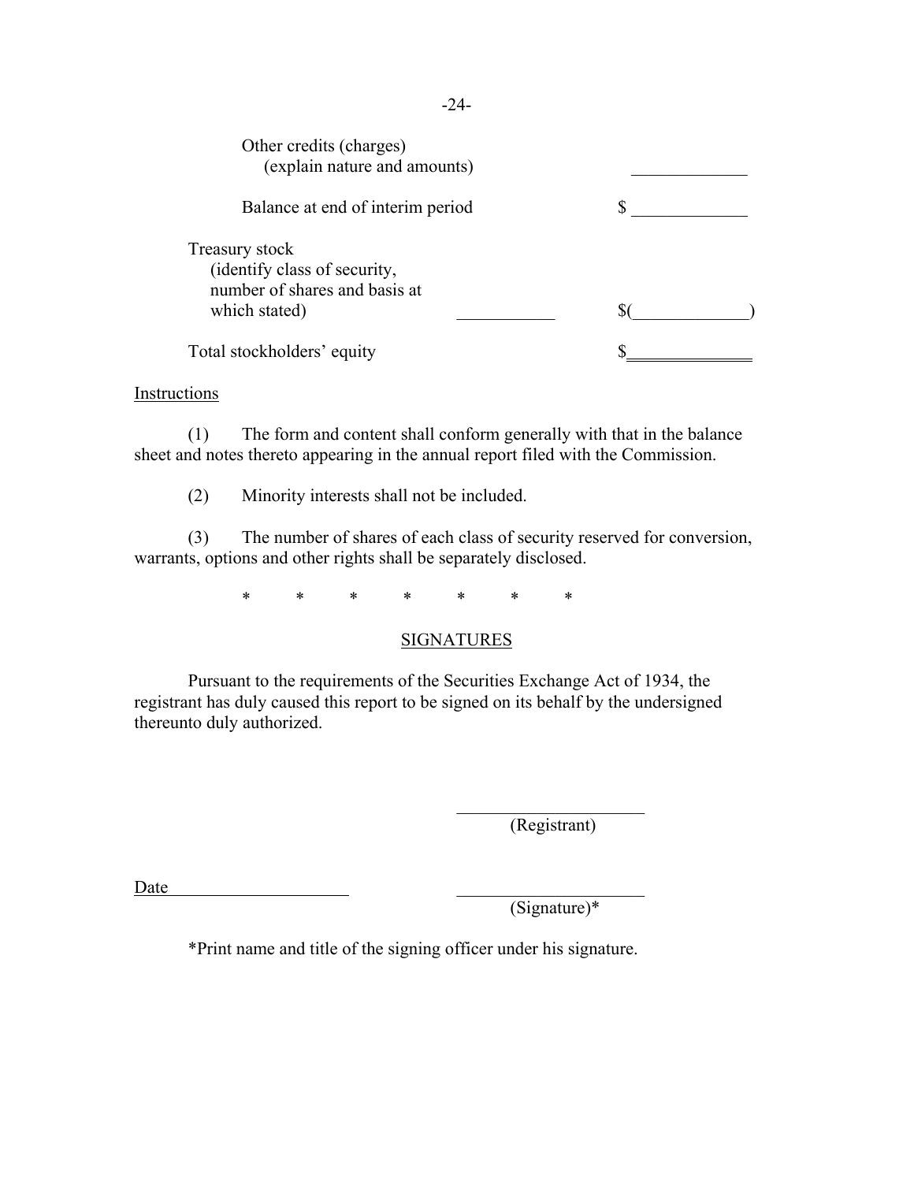| | | |
|---|---|---|
| Other credits (charges) (explain nature and amounts) | | ____________ |
| Balance at end of interim period | | $ ____________ |
| Treasury stock (identify class of security, number of shares and basis at which stated) | ___________ | $(____________) |
| Total stockholders' equity | | $____________ |

Instructions

(1) The form and content shall conform generally with that in the balance sheet and notes thereto appearing in the annual report filed with the Commission.

(2) Minority interests shall not be included.

(3) The number of shares of each class of security reserved for conversion, warrants, options and other rights shall be separately disclosed.

\* \* \* \* \* \* \*

SIGNATURES

Pursuant to the requirements of the Securities Exchange Act of 1934, the registrant has duly caused this report to be signed on its behalf by the undersigned thereunto duly authorized.

____________________
(Registrant)

Date ____________________

____________________
(Signature)*

*Print name and title of the signing officer under his signature.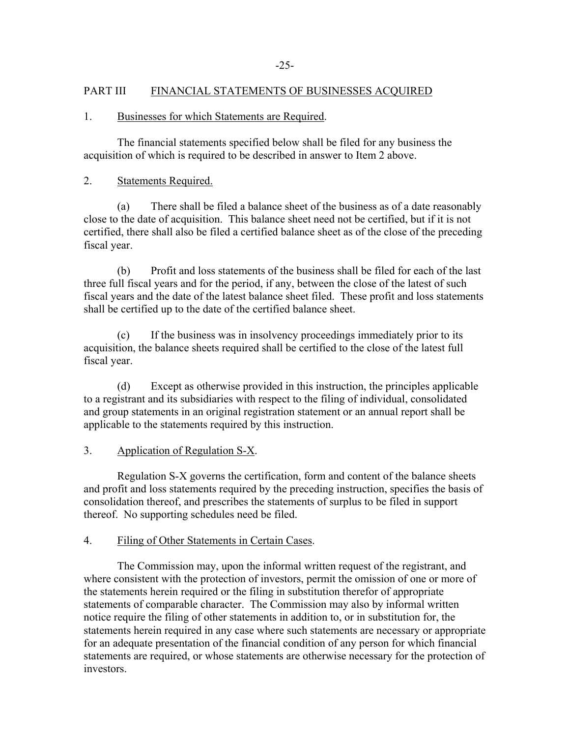## PART III FINANCIAL STATEMENTS OF BUSINESSES ACQUIRED

### 1. Businesses for which Statements are Required.

The financial statements specified below shall be filed for any business the acquisition of which is required to be described in answer to Item 2 above.

### 2. Statements Required.

(a) There shall be filed a balance sheet of the business as of a date reasonably close to the date of acquisition. This balance sheet need not be certified, but if it is not certified, there shall also be filed a certified balance sheet as of the close of the preceding fiscal year.

(b) Profit and loss statements of the business shall be filed for each of the last three full fiscal years and for the period, if any, between the close of the latest of such fiscal years and the date of the latest balance sheet filed. These profit and loss statements shall be certified up to the date of the certified balance sheet.

(c) If the business was in insolvency proceedings immediately prior to its acquisition, the balance sheets required shall be certified to the close of the latest full fiscal year.

(d) Except as otherwise provided in this instruction, the principles applicable to a registrant and its subsidiaries with respect to the filing of individual, consolidated and group statements in an original registration statement or an annual report shall be applicable to the statements required by this instruction.

### 3. Application of Regulation S-X.

Regulation S-X governs the certification, form and content of the balance sheets and profit and loss statements required by the preceding instruction, specifies the basis of consolidation thereof, and prescribes the statements of surplus to be filed in support thereof. No supporting schedules need be filed.

### 4. Filing of Other Statements in Certain Cases.

The Commission may, upon the informal written request of the registrant, and where consistent with the protection of investors, permit the omission of one or more of the statements herein required or the filing in substitution therefor of appropriate statements of comparable character. The Commission may also by informal written notice require the filing of other statements in addition to, or in substitution for, the statements herein required in any case where such statements are necessary or appropriate for an adequate presentation of the financial condition of any person for which financial statements are required, or whose statements are otherwise necessary for the protection of investors.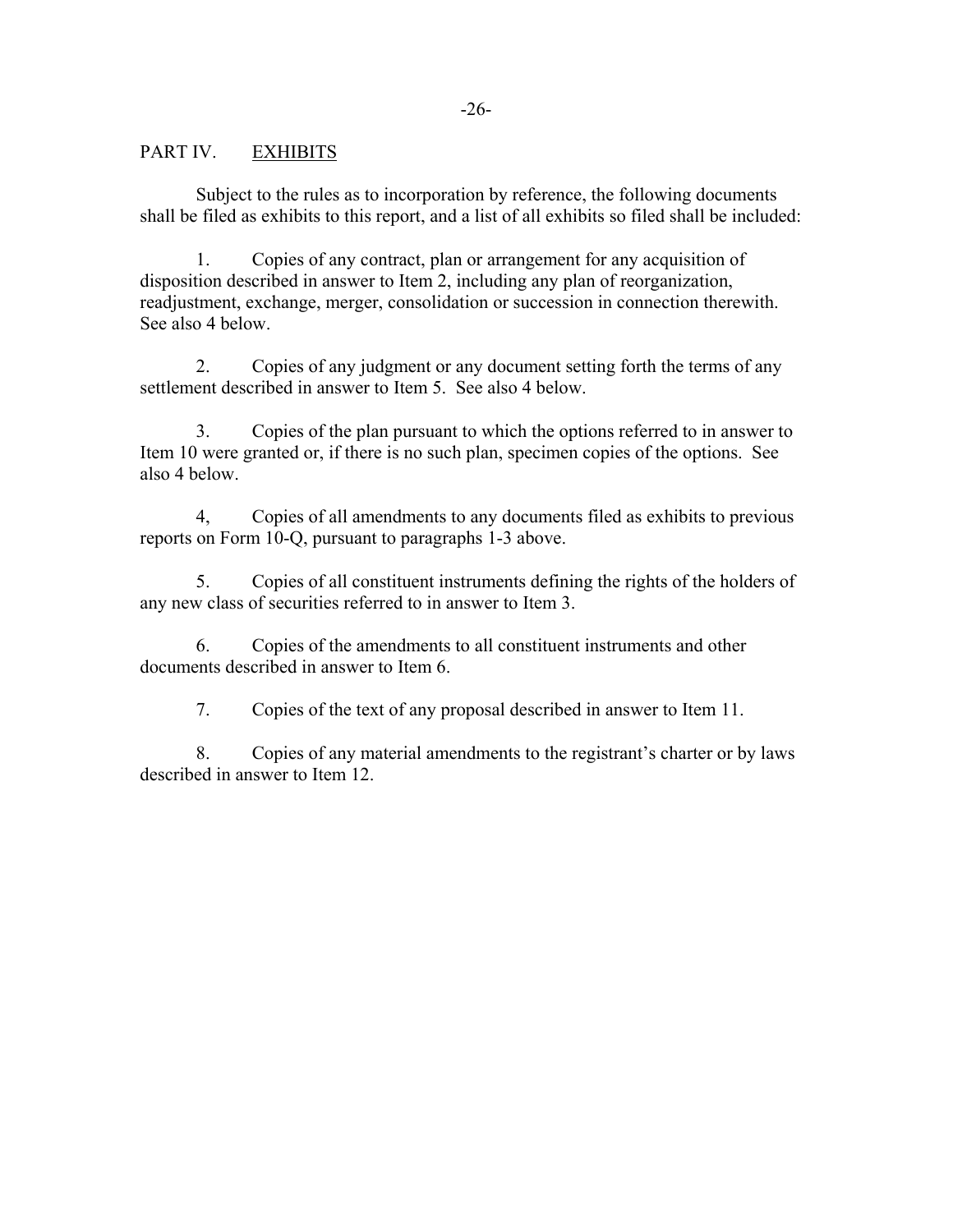PART IV. EXHIBITS

Subject to the rules as to incorporation by reference, the following documents shall be filed as exhibits to this report, and a list of all exhibits so filed shall be included:

1. Copies of any contract, plan or arrangement for any acquisition of disposition described in answer to Item 2, including any plan of reorganization, readjustment, exchange, merger, consolidation or succession in connection therewith. See also 4 below.

2. Copies of any judgment or any document setting forth the terms of any settlement described in answer to Item 5. See also 4 below.

3. Copies of the plan pursuant to which the options referred to in answer to Item 10 were granted or, if there is no such plan, specimen copies of the options. See also 4 below.

4, Copies of all amendments to any documents filed as exhibits to previous reports on Form 10-Q, pursuant to paragraphs 1-3 above.

5. Copies of all constituent instruments defining the rights of the holders of any new class of securities referred to in answer to Item 3.

6. Copies of the amendments to all constituent instruments and other documents described in answer to Item 6.

7. Copies of the text of any proposal described in answer to Item 11.

8. Copies of any material amendments to the registrant's charter or by laws described in answer to Item 12.